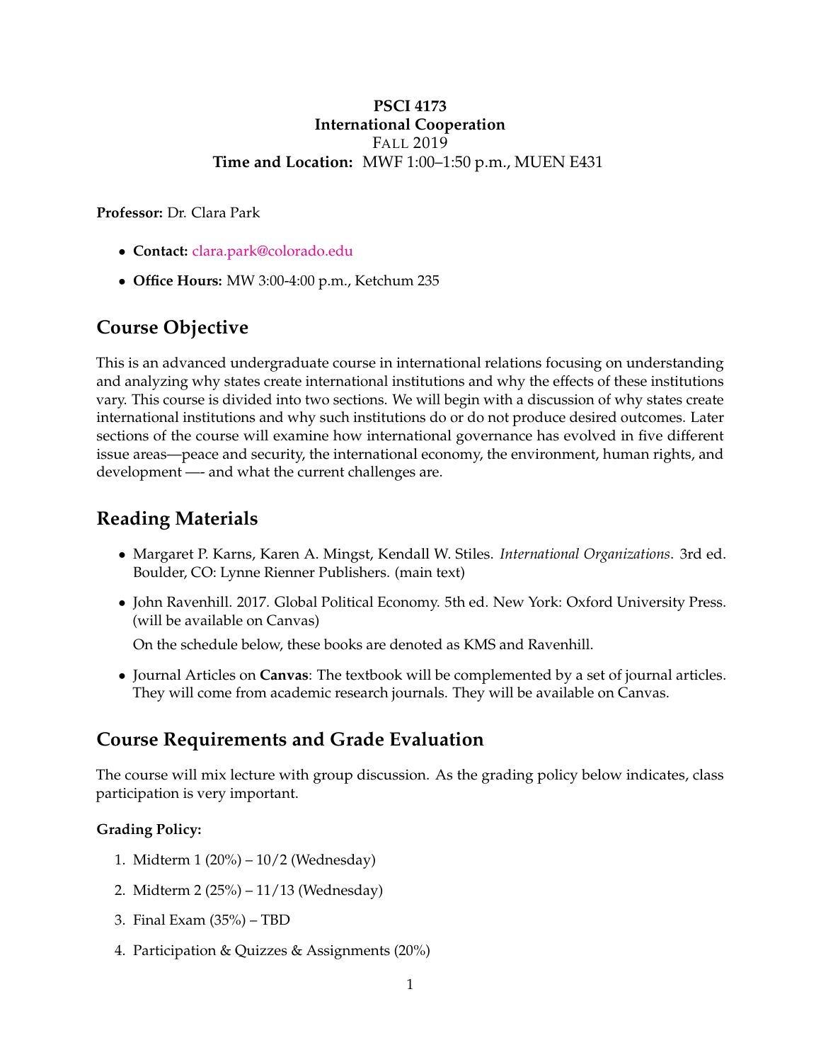**PSCI 4173**
**International Cooperation**
FALL 2019
**Time and Location:** MWF 1:00–1:50 p.m., MUEN E431

**Professor:** Dr. Clara Park

- **Contact:** clara.park@colorado.edu
- **Office Hours:** MW 3:00-4:00 p.m., Ketchum 235

## Course Objective

This is an advanced undergraduate course in international relations focusing on understanding and analyzing why states create international institutions and why the effects of these institutions vary. This course is divided into two sections. We will begin with a discussion of why states create international institutions and why such institutions do or do not produce desired outcomes. Later sections of the course will examine how international governance has evolved in five different issue areas—peace and security, the international economy, the environment, human rights, and development —- and what the current challenges are.

## Reading Materials

- Margaret P. Karns, Karen A. Mingst, Kendall W. Stiles. *International Organizations*. 3rd ed. Boulder, CO: Lynne Rienner Publishers. (main text)
- John Ravenhill. 2017. Global Political Economy. 5th ed. New York: Oxford University Press. (will be available on Canvas)

  On the schedule below, these books are denoted as KMS and Ravenhill.
- Journal Articles on **Canvas**: The textbook will be complemented by a set of journal articles. They will come from academic research journals. They will be available on Canvas.

## Course Requirements and Grade Evaluation

The course will mix lecture with group discussion. As the grading policy below indicates, class participation is very important.

### Grading Policy:

1. Midterm 1 (20%) – 10/2 (Wednesday)
2. Midterm 2 (25%) – 11/13 (Wednesday)
3. Final Exam (35%) – TBD
4. Participation & Quizzes & Assignments (20%)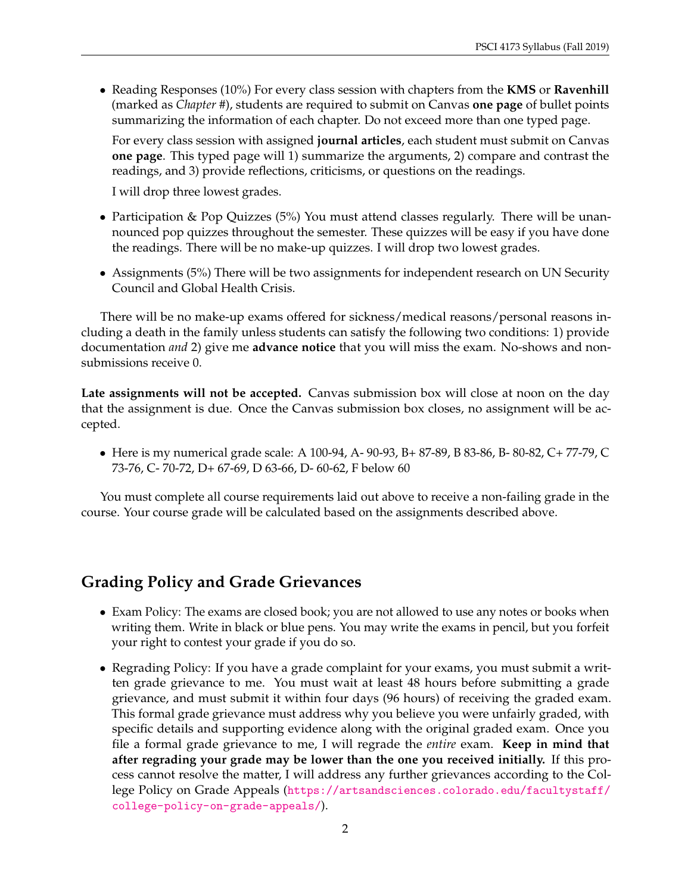- Reading Responses (10%) For every class session with chapters from the **KMS** or **Ravenhill** (marked as *Chapter #*), students are required to submit on Canvas **one page** of bullet points summarizing the information of each chapter. Do not exceed more than one typed page.

  For every class session with assigned **journal articles**, each student must submit on Canvas **one page**. This typed page will 1) summarize the arguments, 2) compare and contrast the readings, and 3) provide reflections, criticisms, or questions on the readings.

  I will drop three lowest grades.

- Participation & Pop Quizzes (5%) You must attend classes regularly. There will be unannounced pop quizzes throughout the semester. These quizzes will be easy if you have done the readings. There will be no make-up quizzes. I will drop two lowest grades.

- Assignments (5%) There will be two assignments for independent research on UN Security Council and Global Health Crisis.

There will be no make-up exams offered for sickness/medical reasons/personal reasons including a death in the family unless students can satisfy the following two conditions: 1) provide documentation *and* 2) give me **advance notice** that you will miss the exam. No-shows and non-submissions receive 0.

**Late assignments will not be accepted.** Canvas submission box will close at noon on the day that the assignment is due. Once the Canvas submission box closes, no assignment will be accepted.

- Here is my numerical grade scale: A 100-94, A- 90-93, B+ 87-89, B 83-86, B- 80-82, C+ 77-79, C 73-76, C- 70-72, D+ 67-69, D 63-66, D- 60-62, F below 60

You must complete all course requirements laid out above to receive a non-failing grade in the course. Your course grade will be calculated based on the assignments described above.

## Grading Policy and Grade Grievances

- Exam Policy: The exams are closed book; you are not allowed to use any notes or books when writing them. Write in black or blue pens. You may write the exams in pencil, but you forfeit your right to contest your grade if you do so.

- Regrading Policy: If you have a grade complaint for your exams, you must submit a written grade grievance to me. You must wait at least 48 hours before submitting a grade grievance, and must submit it within four days (96 hours) of receiving the graded exam. This formal grade grievance must address why you believe you were unfairly graded, with specific details and supporting evidence along with the original graded exam. Once you file a formal grade grievance to me, I will regrade the *entire* exam. **Keep in mind that after regrading your grade may be lower than the one you received initially.** If this process cannot resolve the matter, I will address any further grievances according to the College Policy on Grade Appeals (https://artsandsciences.colorado.edu/facultystaff/college-policy-on-grade-appeals/).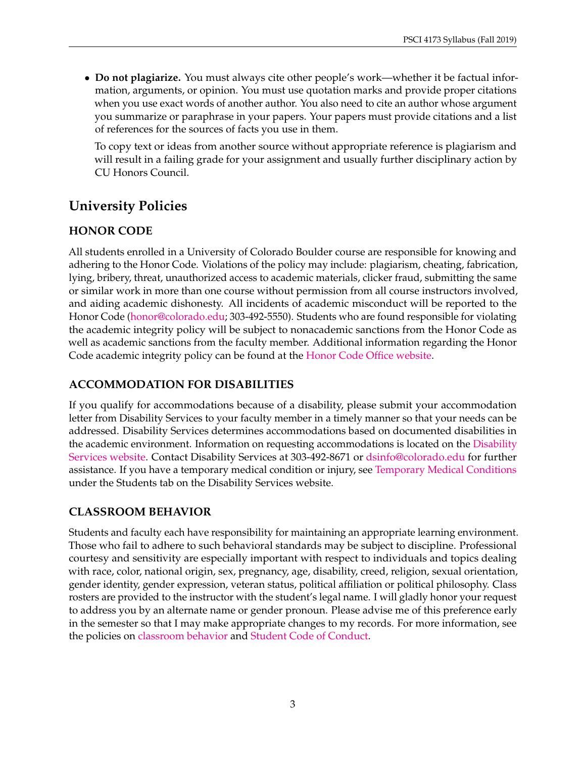- **Do not plagiarize.** You must always cite other people's work—whether it be factual information, arguments, or opinion. You must use quotation marks and provide proper citations when you use exact words of another author. You also need to cite an author whose argument you summarize or paraphrase in your papers. Your papers must provide citations and a list of references for the sources of facts you use in them.

  To copy text or ideas from another source without appropriate reference is plagiarism and will result in a failing grade for your assignment and usually further disciplinary action by CU Honors Council.

## University Policies

### HONOR CODE

All students enrolled in a University of Colorado Boulder course are responsible for knowing and adhering to the Honor Code. Violations of the policy may include: plagiarism, cheating, fabrication, lying, bribery, threat, unauthorized access to academic materials, clicker fraud, submitting the same or similar work in more than one course without permission from all course instructors involved, and aiding academic dishonesty. All incidents of academic misconduct will be reported to the Honor Code (honor@colorado.edu; 303-492-5550). Students who are found responsible for violating the academic integrity policy will be subject to nonacademic sanctions from the Honor Code as well as academic sanctions from the faculty member. Additional information regarding the Honor Code academic integrity policy can be found at the Honor Code Office website.

### ACCOMMODATION FOR DISABILITIES

If you qualify for accommodations because of a disability, please submit your accommodation letter from Disability Services to your faculty member in a timely manner so that your needs can be addressed. Disability Services determines accommodations based on documented disabilities in the academic environment. Information on requesting accommodations is located on the Disability Services website. Contact Disability Services at 303-492-8671 or dsinfo@colorado.edu for further assistance. If you have a temporary medical condition or injury, see Temporary Medical Conditions under the Students tab on the Disability Services website.

### CLASSROOM BEHAVIOR

Students and faculty each have responsibility for maintaining an appropriate learning environment. Those who fail to adhere to such behavioral standards may be subject to discipline. Professional courtesy and sensitivity are especially important with respect to individuals and topics dealing with race, color, national origin, sex, pregnancy, age, disability, creed, religion, sexual orientation, gender identity, gender expression, veteran status, political affiliation or political philosophy. Class rosters are provided to the instructor with the student's legal name. I will gladly honor your request to address you by an alternate name or gender pronoun. Please advise me of this preference early in the semester so that I may make appropriate changes to my records. For more information, see the policies on classroom behavior and Student Code of Conduct.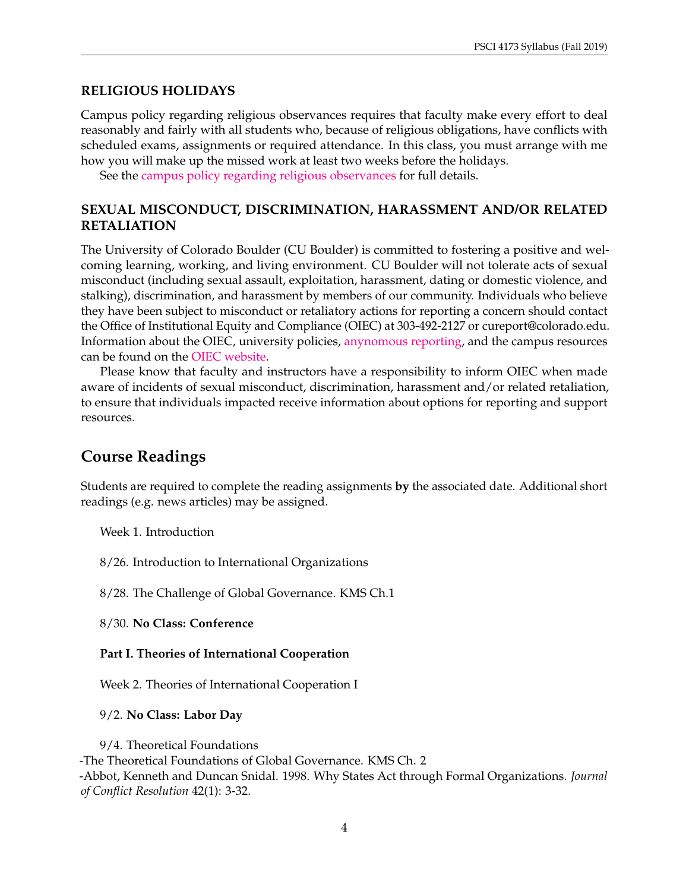### RELIGIOUS HOLIDAYS

Campus policy regarding religious observances requires that faculty make every effort to deal reasonably and fairly with all students who, because of religious obligations, have conflicts with scheduled exams, assignments or required attendance. In this class, you must arrange with me how you will make up the missed work at least two weeks before the holidays.

See the campus policy regarding religious observances for full details.

### SEXUAL MISCONDUCT, DISCRIMINATION, HARASSMENT AND/OR RELATED RETALIATION

The University of Colorado Boulder (CU Boulder) is committed to fostering a positive and welcoming learning, working, and living environment. CU Boulder will not tolerate acts of sexual misconduct (including sexual assault, exploitation, harassment, dating or domestic violence, and stalking), discrimination, and harassment by members of our community. Individuals who believe they have been subject to misconduct or retaliatory actions for reporting a concern should contact the Office of Institutional Equity and Compliance (OIEC) at 303-492-2127 or cureport@colorado.edu. Information about the OIEC, university policies, anynomous reporting, and the campus resources can be found on the OIEC website.

Please know that faculty and instructors have a responsibility to inform OIEC when made aware of incidents of sexual misconduct, discrimination, harassment and/or related retaliation, to ensure that individuals impacted receive information about options for reporting and support resources.

## Course Readings

Students are required to complete the reading assignments **by** the associated date. Additional short readings (e.g. news articles) may be assigned.

Week 1. Introduction

8/26. Introduction to International Organizations

8/28. The Challenge of Global Governance. KMS Ch.1

8/30. **No Class: Conference**

**Part I. Theories of International Cooperation**

Week 2. Theories of International Cooperation I

9/2. **No Class: Labor Day**

9/4. Theoretical Foundations

-The Theoretical Foundations of Global Governance. KMS Ch. 2

-Abbot, Kenneth and Duncan Snidal. 1998. Why States Act through Formal Organizations. *Journal of Conflict Resolution* 42(1): 3-32.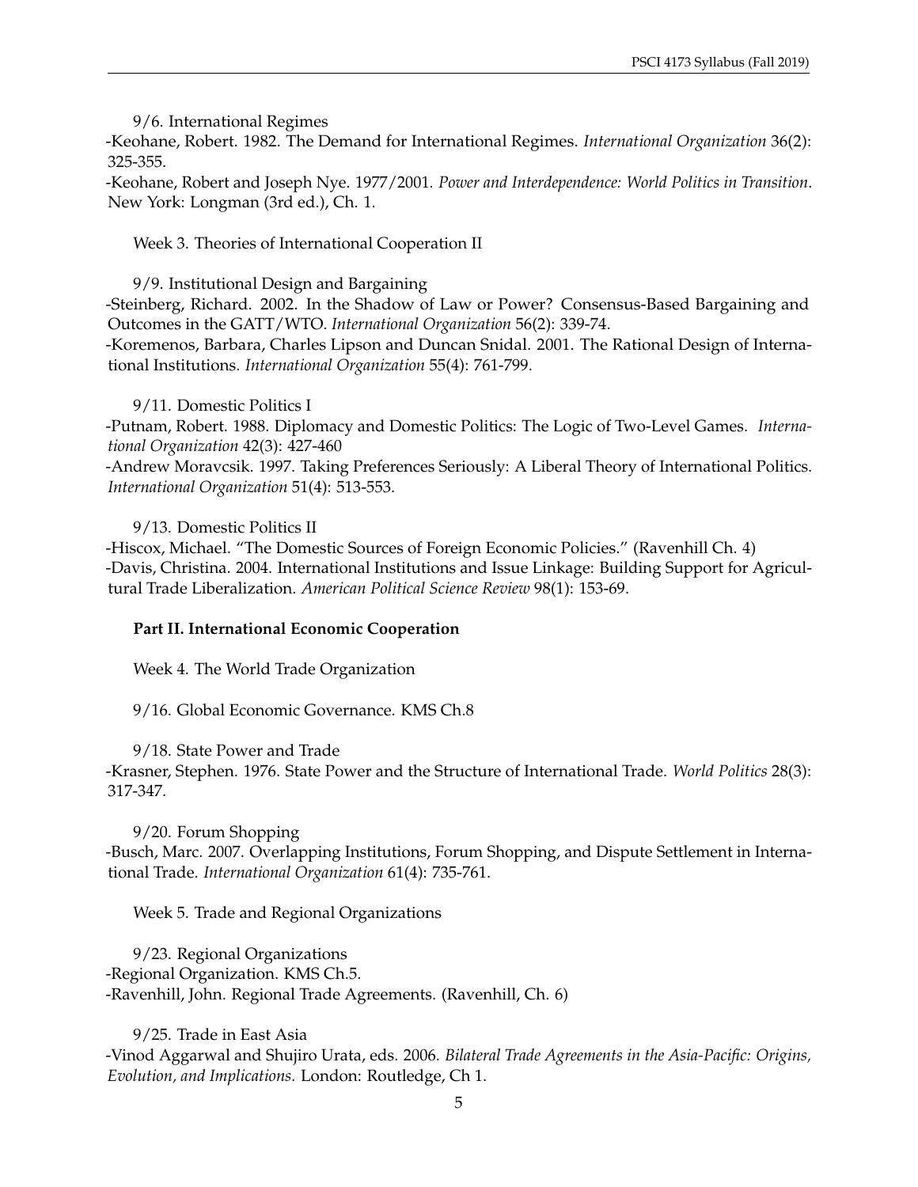9/6. International Regimes

-Keohane, Robert. 1982. The Demand for International Regimes. *International Organization* 36(2): 325-355.

-Keohane, Robert and Joseph Nye. 1977/2001. *Power and Interdependence: World Politics in Transition*. New York: Longman (3rd ed.), Ch. 1.

Week 3. Theories of International Cooperation II

9/9. Institutional Design and Bargaining

-Steinberg, Richard. 2002. In the Shadow of Law or Power? Consensus-Based Bargaining and Outcomes in the GATT/WTO. *International Organization* 56(2): 339-74.

-Koremenos, Barbara, Charles Lipson and Duncan Snidal. 2001. The Rational Design of International Institutions. *International Organization* 55(4): 761-799.

9/11. Domestic Politics I

-Putnam, Robert. 1988. Diplomacy and Domestic Politics: The Logic of Two-Level Games. *International Organization* 42(3): 427-460

-Andrew Moravcsik. 1997. Taking Preferences Seriously: A Liberal Theory of International Politics. *International Organization* 51(4): 513-553.

9/13. Domestic Politics II

-Hiscox, Michael. "The Domestic Sources of Foreign Economic Policies." (Ravenhill Ch. 4)

-Davis, Christina. 2004. International Institutions and Issue Linkage: Building Support for Agricultural Trade Liberalization. *American Political Science Review* 98(1): 153-69.

**Part II. International Economic Cooperation**

Week 4. The World Trade Organization

9/16. Global Economic Governance. KMS Ch.8

9/18. State Power and Trade

-Krasner, Stephen. 1976. State Power and the Structure of International Trade. *World Politics* 28(3): 317-347.

9/20. Forum Shopping

-Busch, Marc. 2007. Overlapping Institutions, Forum Shopping, and Dispute Settlement in International Trade. *International Organization* 61(4): 735-761.

Week 5. Trade and Regional Organizations

9/23. Regional Organizations

-Regional Organization. KMS Ch.5.

-Ravenhill, John. Regional Trade Agreements. (Ravenhill, Ch. 6)

9/25. Trade in East Asia

-Vinod Aggarwal and Shujiro Urata, eds. 2006. *Bilateral Trade Agreements in the Asia-Pacific: Origins, Evolution, and Implications.* London: Routledge, Ch 1.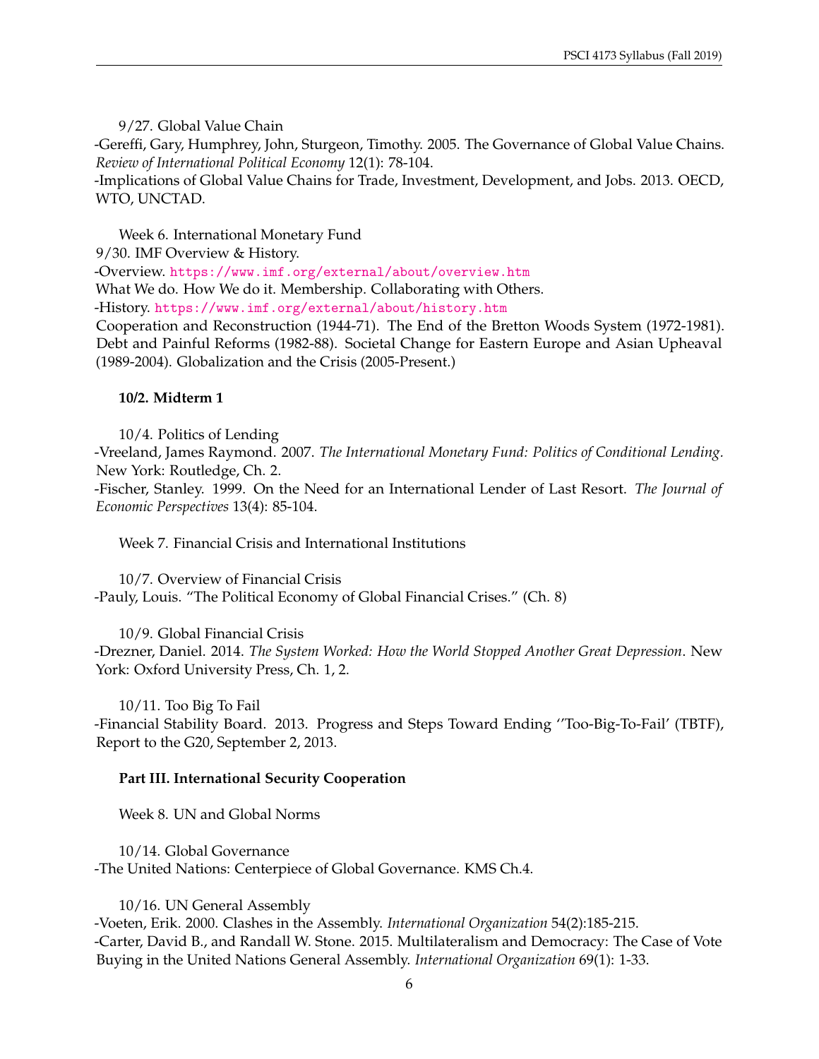9/27. Global Value Chain

-Gereffi, Gary, Humphrey, John, Sturgeon, Timothy. 2005. The Governance of Global Value Chains. *Review of International Political Economy* 12(1): 78-104.

-Implications of Global Value Chains for Trade, Investment, Development, and Jobs. 2013. OECD, WTO, UNCTAD.

Week 6. International Monetary Fund

9/30. IMF Overview & History.

-Overview. https://www.imf.org/external/about/overview.htm

What We do. How We do it. Membership. Collaborating with Others.

-History. https://www.imf.org/external/about/history.htm

Cooperation and Reconstruction (1944-71). The End of the Bretton Woods System (1972-1981). Debt and Painful Reforms (1982-88). Societal Change for Eastern Europe and Asian Upheaval (1989-2004). Globalization and the Crisis (2005-Present.)

**10/2. Midterm 1**

10/4. Politics of Lending

-Vreeland, James Raymond. 2007. *The International Monetary Fund: Politics of Conditional Lending.* New York: Routledge, Ch. 2.

-Fischer, Stanley. 1999. On the Need for an International Lender of Last Resort. *The Journal of Economic Perspectives* 13(4): 85-104.

Week 7. Financial Crisis and International Institutions

10/7. Overview of Financial Crisis

-Pauly, Louis. "The Political Economy of Global Financial Crises." (Ch. 8)

10/9. Global Financial Crisis

-Drezner, Daniel. 2014. *The System Worked: How the World Stopped Another Great Depression*. New York: Oxford University Press, Ch. 1, 2.

10/11. Too Big To Fail

-Financial Stability Board. 2013. Progress and Steps Toward Ending ''Too-Big-To-Fail' (TBTF), Report to the G20, September 2, 2013.

**Part III. International Security Cooperation**

Week 8. UN and Global Norms

10/14. Global Governance

-The United Nations: Centerpiece of Global Governance. KMS Ch.4.

10/16. UN General Assembly

-Voeten, Erik. 2000. Clashes in the Assembly. *International Organization* 54(2):185-215.

-Carter, David B., and Randall W. Stone. 2015. Multilateralism and Democracy: The Case of Vote Buying in the United Nations General Assembly. *International Organization* 69(1): 1-33.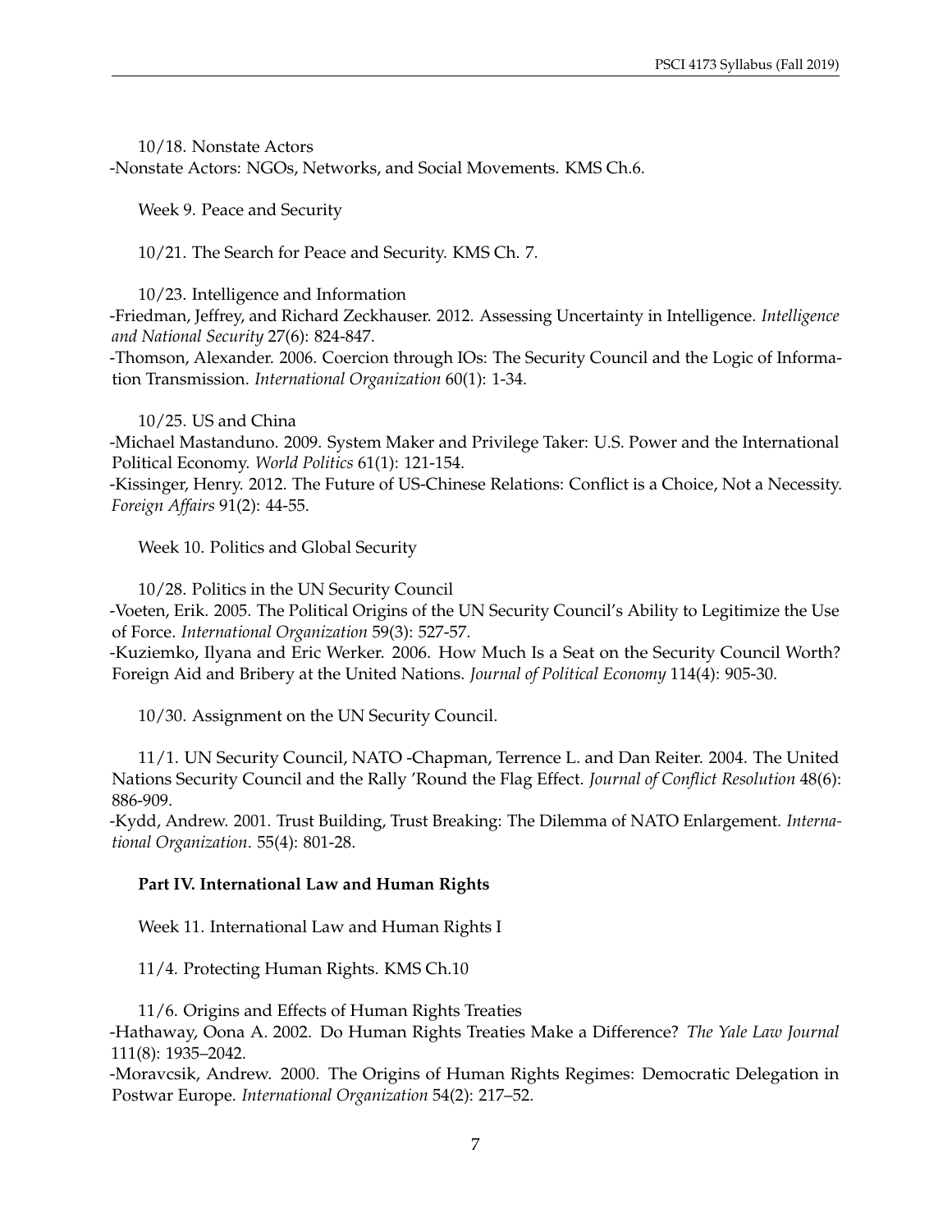10/18. Nonstate Actors
-Nonstate Actors: NGOs, Networks, and Social Movements. KMS Ch.6.

Week 9. Peace and Security

10/21. The Search for Peace and Security. KMS Ch. 7.

10/23. Intelligence and Information
-Friedman, Jeffrey, and Richard Zeckhauser. 2012. Assessing Uncertainty in Intelligence. *Intelligence and National Security* 27(6): 824-847.
-Thomson, Alexander. 2006. Coercion through IOs: The Security Council and the Logic of Information Transmission. *International Organization* 60(1): 1-34.

10/25. US and China
-Michael Mastanduno. 2009. System Maker and Privilege Taker: U.S. Power and the International Political Economy. *World Politics* 61(1): 121-154.
-Kissinger, Henry. 2012. The Future of US-Chinese Relations: Conflict is a Choice, Not a Necessity. *Foreign Affairs* 91(2): 44-55.

Week 10. Politics and Global Security

10/28. Politics in the UN Security Council
-Voeten, Erik. 2005. The Political Origins of the UN Security Council's Ability to Legitimize the Use of Force. *International Organization* 59(3): 527-57.
-Kuziemko, Ilyana and Eric Werker. 2006. How Much Is a Seat on the Security Council Worth? Foreign Aid and Bribery at the United Nations. *Journal of Political Economy* 114(4): 905-30.

10/30. Assignment on the UN Security Council.

11/1. UN Security Council, NATO -Chapman, Terrence L. and Dan Reiter. 2004. The United Nations Security Council and the Rally 'Round the Flag Effect. *Journal of Conflict Resolution* 48(6): 886-909.
-Kydd, Andrew. 2001. Trust Building, Trust Breaking: The Dilemma of NATO Enlargement. *International Organization*. 55(4): 801-28.

**Part IV. International Law and Human Rights**

Week 11. International Law and Human Rights I

11/4. Protecting Human Rights. KMS Ch.10

11/6. Origins and Effects of Human Rights Treaties
-Hathaway, Oona A. 2002. Do Human Rights Treaties Make a Difference? *The Yale Law Journal* 111(8): 1935–2042.
-Moravcsik, Andrew. 2000. The Origins of Human Rights Regimes: Democratic Delegation in Postwar Europe. *International Organization* 54(2): 217–52.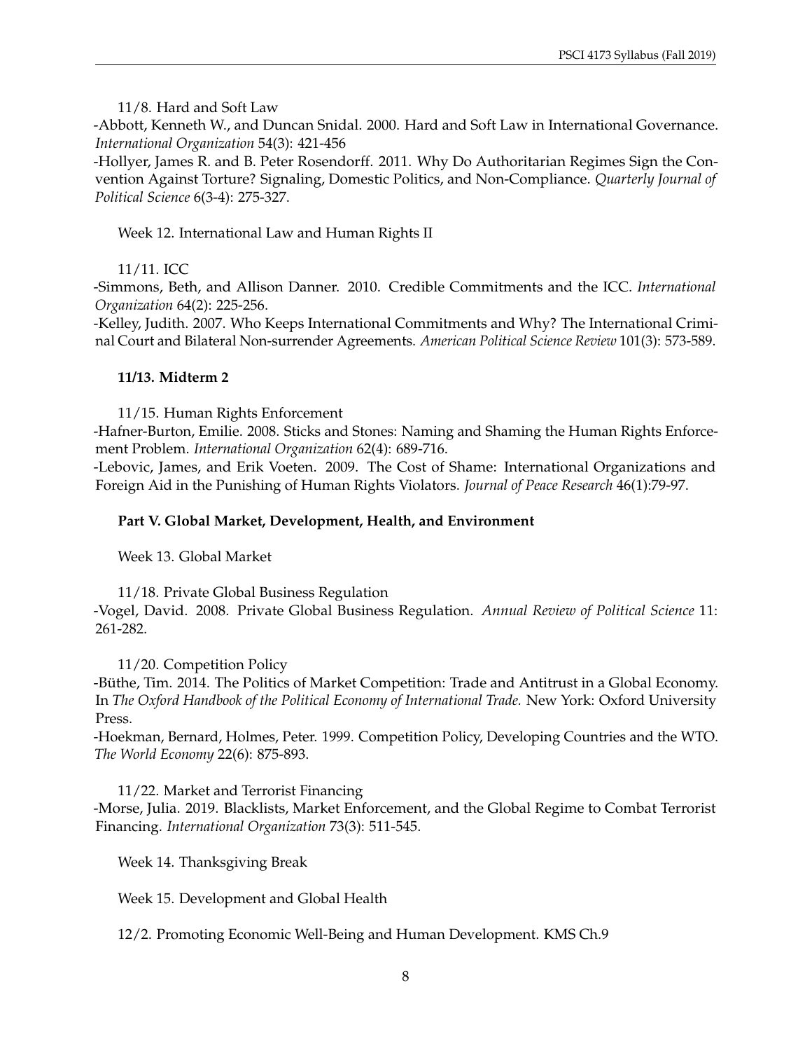11/8. Hard and Soft Law

-Abbott, Kenneth W., and Duncan Snidal. 2000. Hard and Soft Law in International Governance. *International Organization* 54(3): 421-456

-Hollyer, James R. and B. Peter Rosendorff. 2011. Why Do Authoritarian Regimes Sign the Convention Against Torture? Signaling, Domestic Politics, and Non-Compliance. *Quarterly Journal of Political Science* 6(3-4): 275-327.

Week 12. International Law and Human Rights II

11/11. ICC

-Simmons, Beth, and Allison Danner. 2010. Credible Commitments and the ICC. *International Organization* 64(2): 225-256.

-Kelley, Judith. 2007. Who Keeps International Commitments and Why? The International Criminal Court and Bilateral Non-surrender Agreements. *American Political Science Review* 101(3): 573-589.

**11/13. Midterm 2**

11/15. Human Rights Enforcement

-Hafner-Burton, Emilie. 2008. Sticks and Stones: Naming and Shaming the Human Rights Enforcement Problem. *International Organization* 62(4): 689-716.

-Lebovic, James, and Erik Voeten. 2009. The Cost of Shame: International Organizations and Foreign Aid in the Punishing of Human Rights Violators. *Journal of Peace Research* 46(1):79-97.

**Part V. Global Market, Development, Health, and Environment**

Week 13. Global Market

11/18. Private Global Business Regulation

-Vogel, David. 2008. Private Global Business Regulation. *Annual Review of Political Science* 11: 261-282.

11/20. Competition Policy

-Büthe, Tim. 2014. The Politics of Market Competition: Trade and Antitrust in a Global Economy. In *The Oxford Handbook of the Political Economy of International Trade.* New York: Oxford University Press.

-Hoekman, Bernard, Holmes, Peter. 1999. Competition Policy, Developing Countries and the WTO. *The World Economy* 22(6): 875-893.

11/22. Market and Terrorist Financing

-Morse, Julia. 2019. Blacklists, Market Enforcement, and the Global Regime to Combat Terrorist Financing. *International Organization* 73(3): 511-545.

Week 14. Thanksgiving Break

Week 15. Development and Global Health

12/2. Promoting Economic Well-Being and Human Development. KMS Ch.9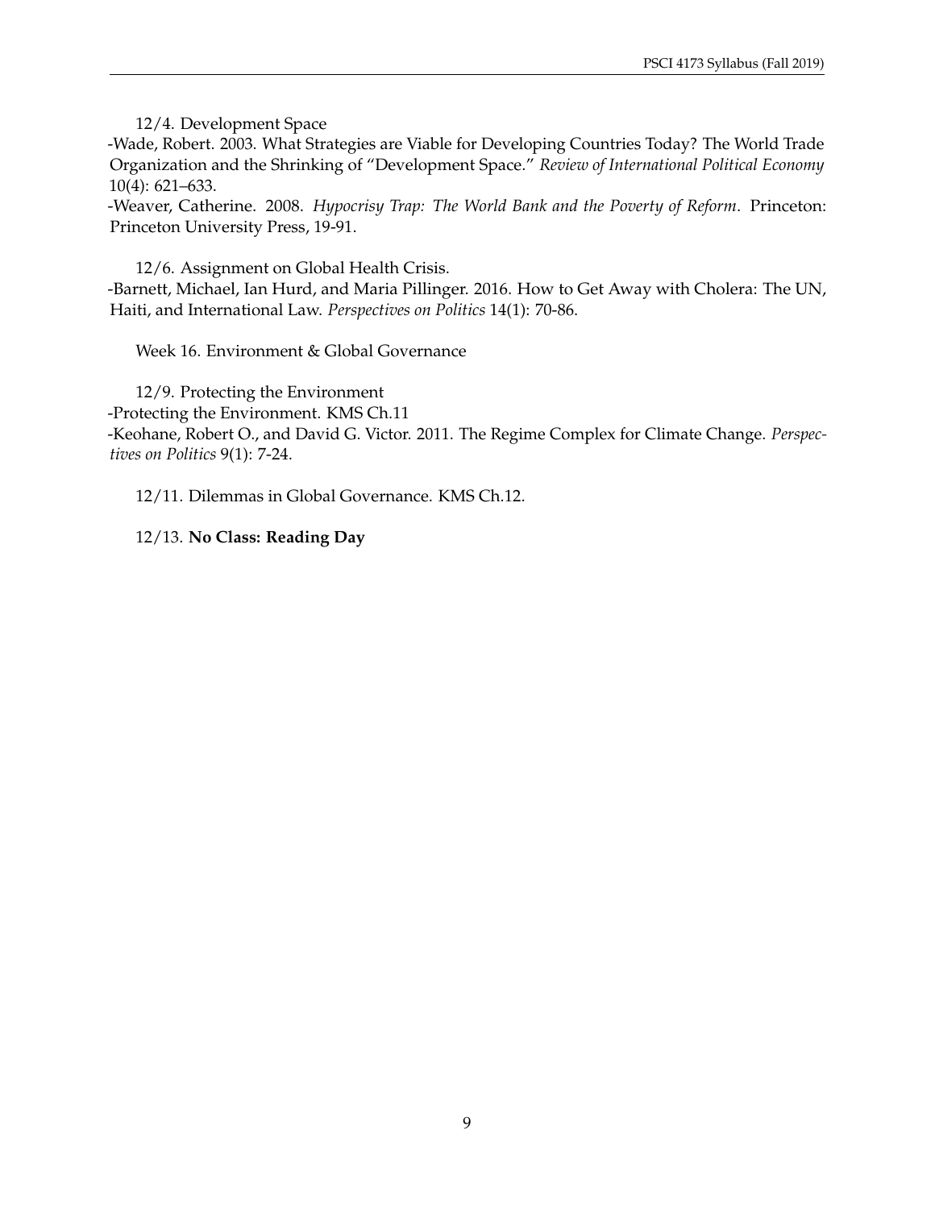12/4. Development Space

-Wade, Robert. 2003. What Strategies are Viable for Developing Countries Today? The World Trade Organization and the Shrinking of "Development Space." *Review of International Political Economy* 10(4): 621–633.

-Weaver, Catherine. 2008. *Hypocrisy Trap: The World Bank and the Poverty of Reform*. Princeton: Princeton University Press, 19-91.

12/6. Assignment on Global Health Crisis.

-Barnett, Michael, Ian Hurd, and Maria Pillinger. 2016. How to Get Away with Cholera: The UN, Haiti, and International Law. *Perspectives on Politics* 14(1): 70-86.

Week 16. Environment & Global Governance

12/9. Protecting the Environment

-Protecting the Environment. KMS Ch.11

-Keohane, Robert O., and David G. Victor. 2011. The Regime Complex for Climate Change. *Perspectives on Politics* 9(1): 7-24.

12/11. Dilemmas in Global Governance. KMS Ch.12.

12/13. **No Class: Reading Day**